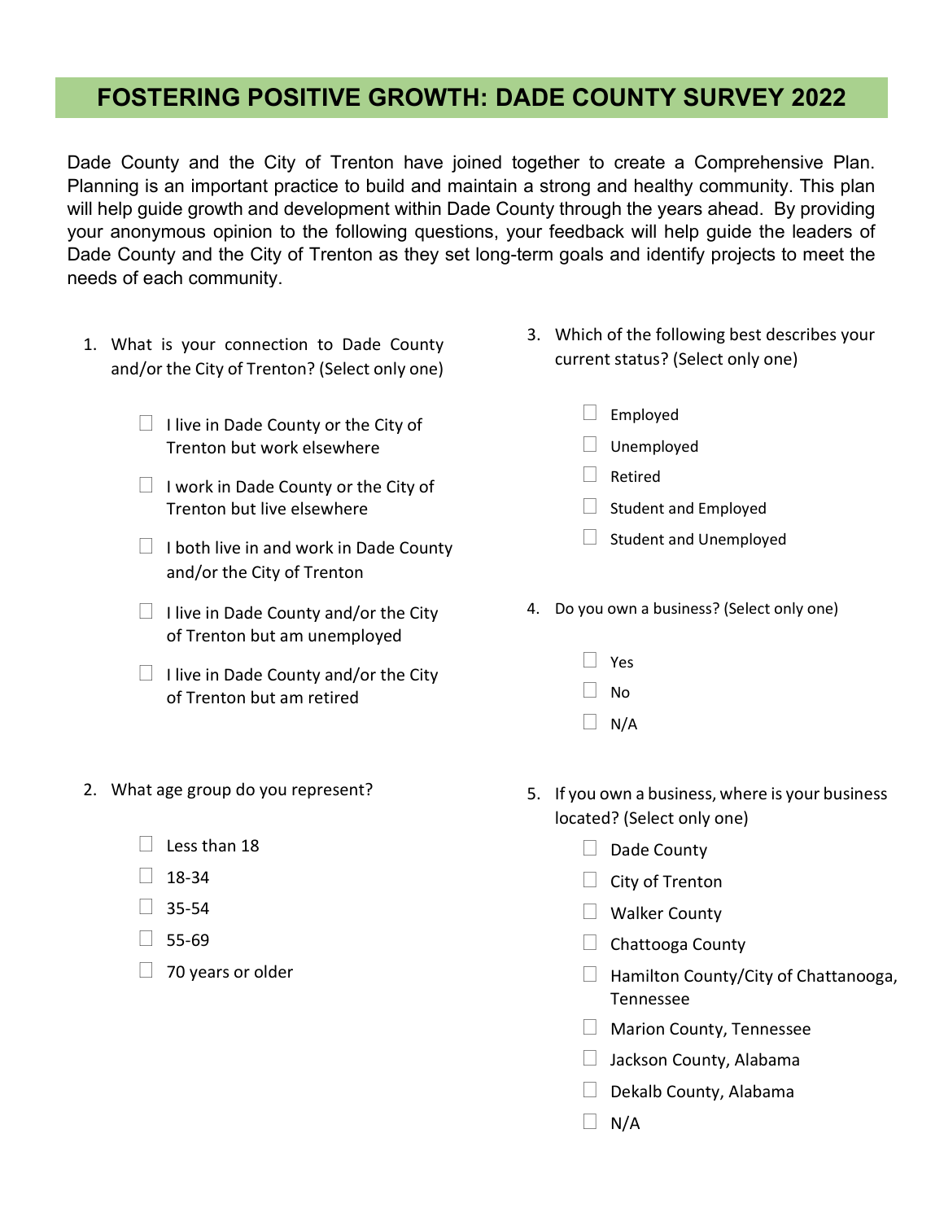# FOSTERING POSITIVE GROWTH: DADE COUNTY SURVEY 2022

Dade County and the City of Trenton have joined together to create a Comprehensive Plan. Planning is an important practice to build and maintain a strong and healthy community. This plan will help guide growth and development within Dade County through the years ahead. By providing your anonymous opinion to the following questions, your feedback will help guide the leaders of Dade County and the City of Trenton as they set long-term goals and identify projects to meet the needs of each community.

1. What is your connection to Dade County and/or the City of Trenton? (Select only one)

   - ☐ I live in Dade County or the City of Trenton but work elsewhere
   - ☐ I work in Dade County or the City of Trenton but live elsewhere
   - ☐ I both live in and work in Dade County and/or the City of Trenton
   - ☐ I live in Dade County and/or the City of Trenton but am unemployed
   - ☐ I live in Dade County and/or the City of Trenton but am retired

2. What age group do you represent?

   - ☐ Less than 18
   - ☐ 18-34
   - ☐ 35-54
   - ☐ 55-69
   - ☐ 70 years or older

3. Which of the following best describes your current status? (Select only one)

   - ☐ Employed
   - ☐ Unemployed
   - ☐ Retired
   - ☐ Student and Employed
   - ☐ Student and Unemployed

4. Do you own a business? (Select only one)

   - ☐ Yes
   - ☐ No
   - ☐ N/A

5. If you own a business, where is your business located? (Select only one)

   - ☐ Dade County
   - ☐ City of Trenton
   - ☐ Walker County
   - ☐ Chattooga County
   - ☐ Hamilton County/City of Chattanooga, Tennessee
   - ☐ Marion County, Tennessee
   - ☐ Jackson County, Alabama
   - ☐ Dekalb County, Alabama
   - ☐ N/A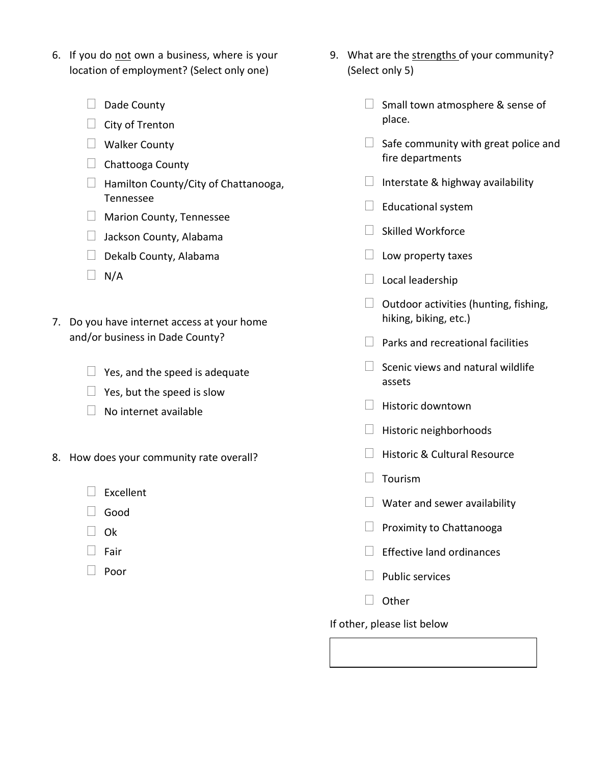6. If you do <u>not</u> own a business, where is your location of employment? (Select only one)

   - ☐ Dade County
   - ☐ City of Trenton
   - ☐ Walker County
   - ☐ Chattooga County
   - ☐ Hamilton County/City of Chattanooga, Tennessee
   - ☐ Marion County, Tennessee
   - ☐ Jackson County, Alabama
   - ☐ Dekalb County, Alabama
   - ☐ N/A

7. Do you have internet access at your home and/or business in Dade County?

   - ☐ Yes, and the speed is adequate
   - ☐ Yes, but the speed is slow
   - ☐ No internet available

8. How does your community rate overall?

   - ☐ Excellent
   - ☐ Good
   - ☐ Ok
   - ☐ Fair
   - ☐ Poor

9. What are the <u>strengths</u> of your community? (Select only 5)

   - ☐ Small town atmosphere & sense of place.
   - ☐ Safe community with great police and fire departments
   - ☐ Interstate & highway availability
   - ☐ Educational system
   - ☐ Skilled Workforce
   - ☐ Low property taxes
   - ☐ Local leadership
   - ☐ Outdoor activities (hunting, fishing, hiking, biking, etc.)
   - ☐ Parks and recreational facilities
   - ☐ Scenic views and natural wildlife assets
   - ☐ Historic downtown
   - ☐ Historic neighborhoods
   - ☐ Historic & Cultural Resource
   - ☐ Tourism
   - ☐ Water and sewer availability
   - ☐ Proximity to Chattanooga
   - ☐ Effective land ordinances
   - ☐ Public services
   - ☐ Other

   If other, please list below

   | |
   |---|
   | |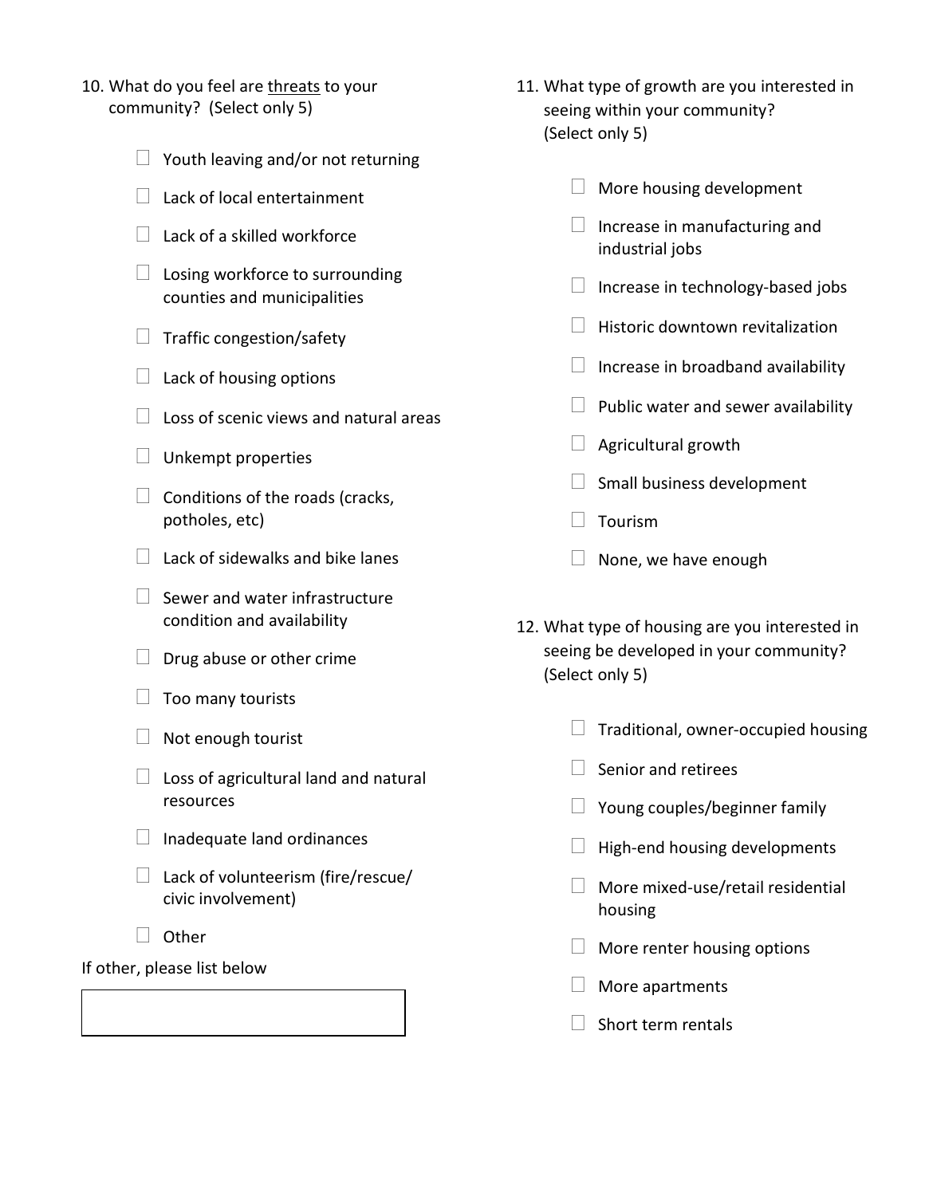10. What do you feel are <u>threats</u> to your community? (Select only 5)

- ☐ Youth leaving and/or not returning
- ☐ Lack of local entertainment
- ☐ Lack of a skilled workforce
- ☐ Losing workforce to surrounding counties and municipalities
- ☐ Traffic congestion/safety
- ☐ Lack of housing options
- ☐ Loss of scenic views and natural areas
- ☐ Unkempt properties
- ☐ Conditions of the roads (cracks, potholes, etc)
- ☐ Lack of sidewalks and bike lanes
- ☐ Sewer and water infrastructure condition and availability
- ☐ Drug abuse or other crime
- ☐ Too many tourists
- ☐ Not enough tourist
- ☐ Loss of agricultural land and natural resources
- ☐ Inadequate land ordinances
- ☐ Lack of volunteerism (fire/rescue/ civic involvement)
- ☐ Other

If other, please list below

| |
|---|
| |

11. What type of growth are you interested in seeing within your community? (Select only 5)

- ☐ More housing development
- ☐ Increase in manufacturing and industrial jobs
- ☐ Increase in technology-based jobs
- ☐ Historic downtown revitalization
- ☐ Increase in broadband availability
- ☐ Public water and sewer availability
- ☐ Agricultural growth
- ☐ Small business development
- ☐ Tourism
- ☐ None, we have enough

12. What type of housing are you interested in seeing be developed in your community? (Select only 5)

- ☐ Traditional, owner-occupied housing
- ☐ Senior and retirees
- ☐ Young couples/beginner family
- ☐ High-end housing developments
- ☐ More mixed-use/retail residential housing
- ☐ More renter housing options
- ☐ More apartments
- ☐ Short term rentals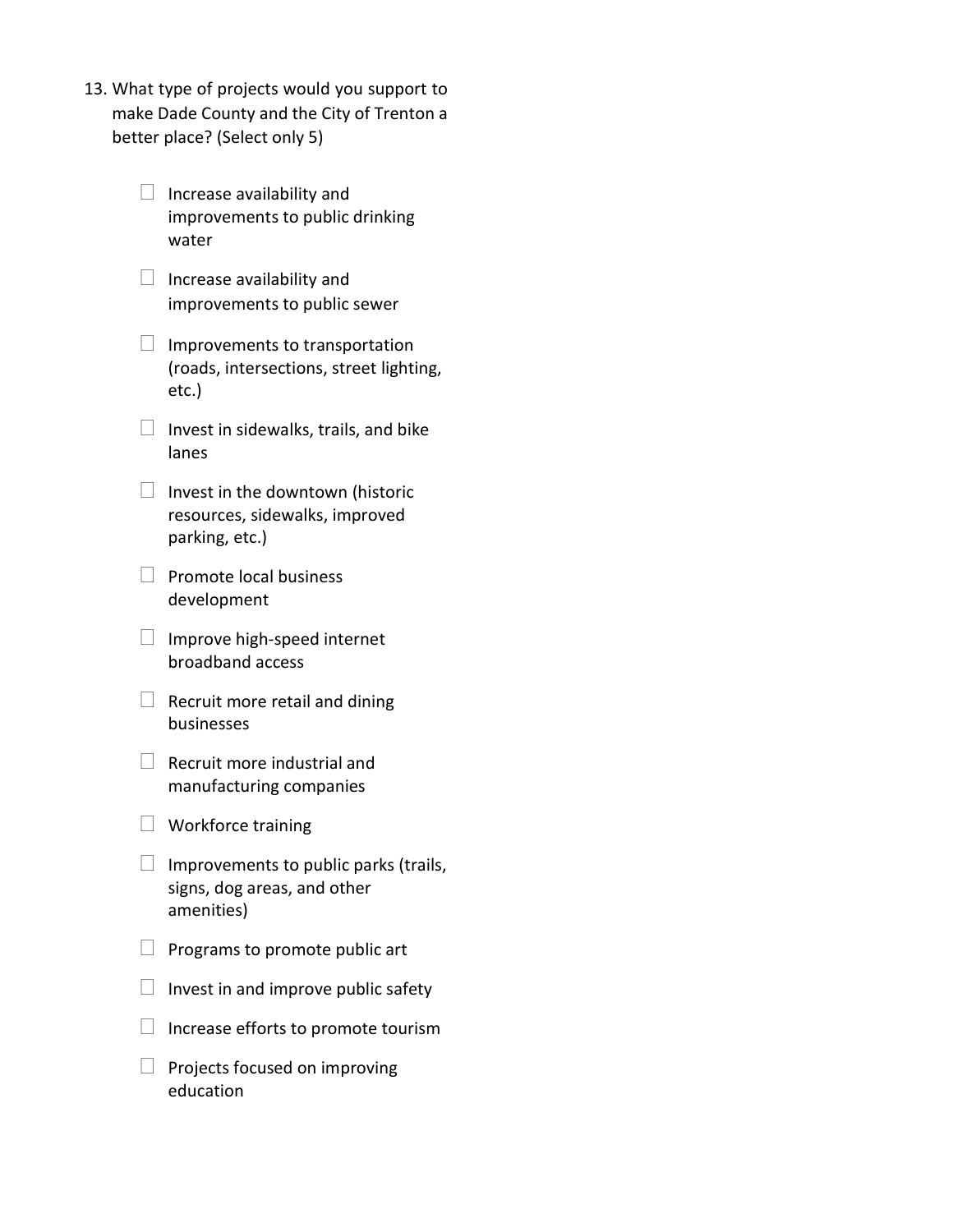13. What type of projects would you support to make Dade County and the City of Trenton a better place? (Select only 5)

   - ☐ Increase availability and improvements to public drinking water
   - ☐ Increase availability and improvements to public sewer
   - ☐ Improvements to transportation (roads, intersections, street lighting, etc.)
   - ☐ Invest in sidewalks, trails, and bike lanes
   - ☐ Invest in the downtown (historic resources, sidewalks, improved parking, etc.)
   - ☐ Promote local business development
   - ☐ Improve high-speed internet broadband access
   - ☐ Recruit more retail and dining businesses
   - ☐ Recruit more industrial and manufacturing companies
   - ☐ Workforce training
   - ☐ Improvements to public parks (trails, signs, dog areas, and other amenities)
   - ☐ Programs to promote public art
   - ☐ Invest in and improve public safety
   - ☐ Increase efforts to promote tourism
   - ☐ Projects focused on improving education